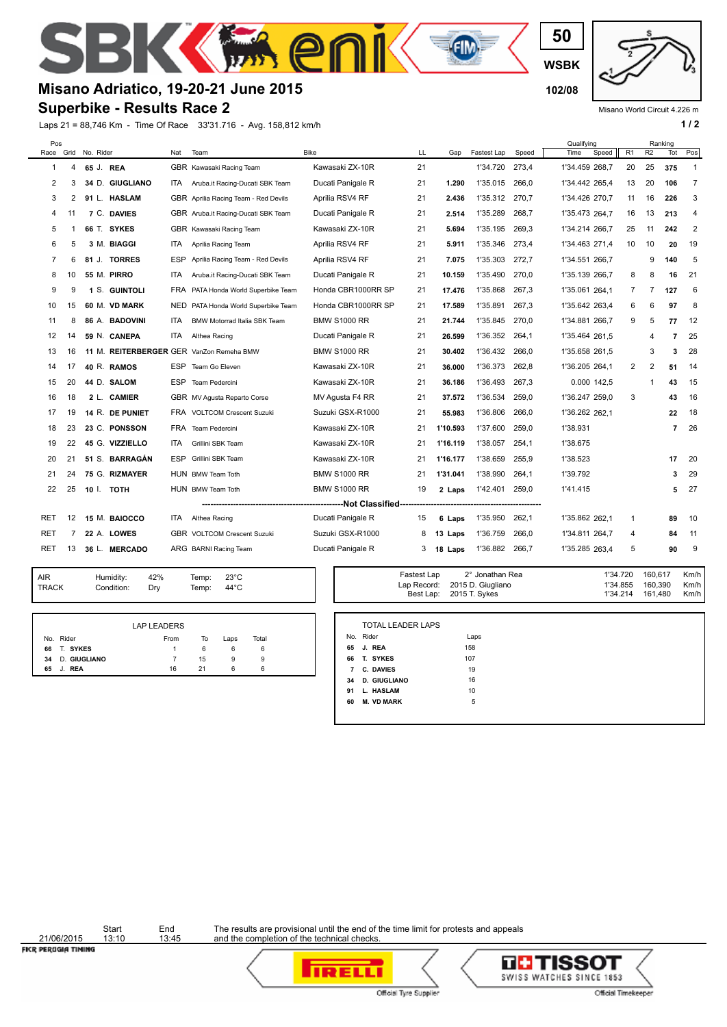# Misano Adriatico, 19-20-21 June 2015

## Superbike - Results Race 2

50 WSBK 102/08

Misano World Circuit 4.226 m

Laps 21 = 88,746 Km - Time Of Race 33'31.716 - Avg. 158,812 km/h

| Pos Race | Grid | No. | Rider | Nat | Team | Bike | LL | Gap | Fastest Lap | Speed | Qualifying Time | Qualifying Speed | R1 | R2 | Ranking Tot | Ranking Pos |
|---|---|---|---|---|---|---|---|---|---|---|---|---|---|---|---|---|
| 1 | 4 | 65 | J. REA | GBR | Kawasaki Racing Team | Kawasaki ZX-10R | 21 | | 1'34.720 | 273,4 | 1'34.459 | 268,7 | 20 | 25 | 375 | 1 |
| 2 | 3 | 34 | D. GIUGLIANO | ITA | Aruba.it Racing-Ducati SBK Team | Ducati Panigale R | 21 | 1.290 | 1'35.015 | 266,0 | 1'34.442 | 265,4 | 13 | 20 | 106 | 7 |
| 3 | 2 | 91 | L. HASLAM | GBR | Aprilia Racing Team - Red Devils | Aprilia RSV4 RF | 21 | 2.436 | 1'35.312 | 270,7 | 1'34.426 | 270,7 | 11 | 16 | 226 | 3 |
| 4 | 11 | 7 | C. DAVIES | GBR | Aruba.it Racing-Ducati SBK Team | Ducati Panigale R | 21 | 2.514 | 1'35.289 | 268,7 | 1'35.473 | 264,7 | 16 | 13 | 213 | 4 |
| 5 | 1 | 66 | T. SYKES | GBR | Kawasaki Racing Team | Kawasaki ZX-10R | 21 | 5.694 | 1'35.195 | 269,3 | 1'34.214 | 266,7 | 25 | 11 | 242 | 2 |
| 6 | 5 | 3 | M. BIAGGI | ITA | Aprilia Racing Team | Aprilia RSV4 RF | 21 | 5.911 | 1'35.346 | 273,4 | 1'34.463 | 271,4 | 10 | 10 | 20 | 19 |
| 7 | 6 | 81 | J. TORRES | ESP | Aprilia Racing Team - Red Devils | Aprilia RSV4 RF | 21 | 7.075 | 1'35.303 | 272,7 | 1'34.551 | 266,7 | | 9 | 140 | 5 |
| 8 | 10 | 55 | M. PIRRO | ITA | Aruba.it Racing-Ducati SBK Team | Ducati Panigale R | 21 | 10.159 | 1'35.490 | 270,0 | 1'35.139 | 266,7 | 8 | 8 | 16 | 21 |
| 9 | 9 | 1 | S. GUINTOLI | FRA | PATA Honda World Superbike Team | Honda CBR1000RR SP | 21 | 17.476 | 1'35.868 | 267,3 | 1'35.061 | 264,1 | 7 | 7 | 127 | 6 |
| 10 | 15 | 60 | M. VD MARK | NED | PATA Honda World Superbike Team | Honda CBR1000RR SP | 21 | 17.589 | 1'35.891 | 267,3 | 1'35.642 | 263,4 | 6 | 6 | 97 | 8 |
| 11 | 8 | 86 | A. BADOVINI | ITA | BMW Motorrad Italia SBK Team | BMW S1000 RR | 21 | 21.744 | 1'35.845 | 270,0 | 1'34.881 | 266,7 | 9 | 5 | 77 | 12 |
| 12 | 14 | 59 | N. CANEPA | ITA | Althea Racing | Ducati Panigale R | 21 | 26.599 | 1'36.352 | 264,1 | 1'35.464 | 261,5 | | 4 | 7 | 25 |
| 13 | 16 | 11 | M. REITERBERGER | GER | VanZon Remeha BMW | BMW S1000 RR | 21 | 30.402 | 1'36.432 | 266,0 | 1'35.658 | 261,5 | | 3 | 3 | 28 |
| 14 | 17 | 40 | R. RAMOS | ESP | Team Go Eleven | Kawasaki ZX-10R | 21 | 36.000 | 1'36.373 | 262,8 | 1'36.205 | 264,1 | 2 | 2 | 51 | 14 |
| 15 | 20 | 44 | D. SALOM | ESP | Team Pedercini | Kawasaki ZX-10R | 21 | 36.186 | 1'36.493 | 267,3 | 0.000 | 142,5 | | 1 | 43 | 15 |
| 16 | 18 | 2 | L. CAMIER | GBR | MV Agusta Reparto Corse | MV Agusta F4 RR | 21 | 37.572 | 1'36.534 | 259,0 | 1'36.247 | 259,0 | 3 | | 43 | 16 |
| 17 | 19 | 14 | R. DE PUNIET | FRA | VOLTCOM Crescent Suzuki | Suzuki GSX-R1000 | 21 | 55.983 | 1'36.806 | 266,0 | 1'36.262 | 262,1 | | | 22 | 18 |
| 18 | 23 | 23 | C. PONSSON | FRA | Team Pedercini | Kawasaki ZX-10R | 21 | 1'10.593 | 1'37.600 | 259,0 | 1'38.931 | | | | 7 | 26 |
| 19 | 22 | 45 | G. VIZZIELLO | ITA | Grillini SBK Team | Kawasaki ZX-10R | 21 | 1'16.119 | 1'38.057 | 254,1 | 1'38.675 | | | | | |
| 20 | 21 | 51 | S. BARRAGÁN | ESP | Grillini SBK Team | Kawasaki ZX-10R | 21 | 1'16.177 | 1'38.659 | 255,9 | 1'38.523 | | | | 17 | 20 |
| 21 | 24 | 75 | G. RIZMAYER | HUN | BMW Team Toth | BMW S1000 RR | 21 | 1'31.041 | 1'38.990 | 264,1 | 1'39.792 | | | | 3 | 29 |
| 22 | 25 | 10 | I. TOTH | HUN | BMW Team Toth | BMW S1000 RR | 19 | 2 Laps | 1'42.401 | 259,0 | 1'41.415 | | | | 5 | 27 |
| | | | | | | **Not Classified** | | | | | | | | | | |
| RET | 12 | 15 | M. BAIOCCO | ITA | Althea Racing | Ducati Panigale R | 15 | 6 Laps | 1'35.950 | 262,1 | 1'35.862 | 262,1 | 1 | | 89 | 10 |
| RET | 7 | 22 | A. LOWES | GBR | VOLTCOM Crescent Suzuki | Suzuki GSX-R1000 | 8 | 13 Laps | 1'36.759 | 266,0 | 1'34.811 | 264,7 | 4 | | 84 | 11 |
| RET | 13 | 36 | L. MERCADO | ARG | BARNI Racing Team | Ducati Panigale R | 3 | 18 Laps | 1'36.882 | 266,7 | 1'35.285 | 263,4 | 5 | | 90 | 9 |

| | | | | |
|---|---|---|---|---|
| AIR | Humidity: | 42% | Temp: | 23°C |
| TRACK | Condition: | Dry | Temp: | 44°C |

| | | | | |
|---|---|---|---|---|
| Fastest Lap | 2° Jonathan Rea | 1'34.720 | 160,617 | Km/h |
| Lap Record: | 2015 D. Giugliano | 1'34.855 | 160,390 | Km/h |
| Best Lap: | 2015 T. Sykes | 1'34.214 | 161,480 | Km/h |

**LAP LEADERS**

| No. | Rider | From | To | Laps | Total |
|---|---|---|---|---|---|
| 66 | T. SYKES | 1 | 6 | 6 | 6 |
| 34 | D. GIUGLIANO | 7 | 15 | 9 | 9 |
| 65 | J. REA | 16 | 21 | 6 | 6 |

**TOTAL LEADER LAPS**

| No. | Rider | Laps |
|---|---|---|
| 65 | J. REA | 158 |
| 66 | T. SYKES | 107 |
| 7 | C. DAVIES | 19 |
| 34 | D. GIUGLIANO | 16 |
| 91 | L. HASLAM | 10 |
| 60 | M. VD MARK | 5 |

| | Start | End |
|---|---|---|
| 21/06/2015 | 13:10 | 13:45 |

The results are provisional until the end of the time limit for protests and appeals and the completion of the technical checks.

FICR PERUGIA TIMING

Official Tyre Supplier

Official Timekeeper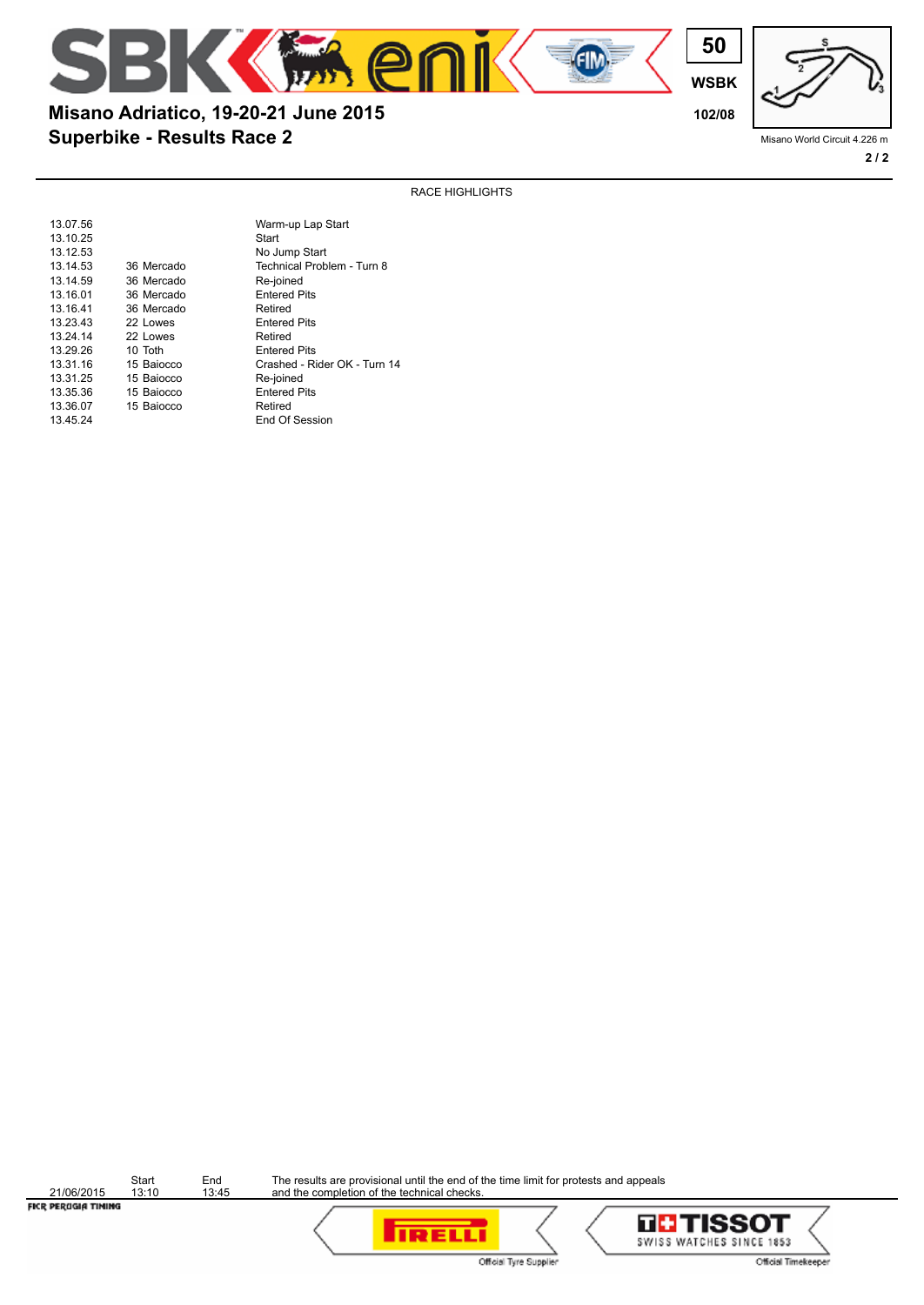# Misano Adriatico, 19-20-21 June 2015

## Superbike - Results Race 2

50
WSBK
102/08

Misano World Circuit 4.226 m

RACE HIGHLIGHTS

| | | |
|---|---|---|
| 13.07.56 | | Warm-up Lap Start |
| 13.10.25 | | Start |
| 13.12.53 | | No Jump Start |
| 13.14.53 | 36 Mercado | Technical Problem - Turn 8 |
| 13.14.59 | 36 Mercado | Re-joined |
| 13.16.01 | 36 Mercado | Entered Pits |
| 13.16.41 | 36 Mercado | Retired |
| 13.23.43 | 22 Lowes | Entered Pits |
| 13.24.14 | 22 Lowes | Retired |
| 13.29.26 | 10 Toth | Entered Pits |
| 13.31.16 | 15 Baiocco | Crashed - Rider OK - Turn 14 |
| 13.31.25 | 15 Baiocco | Re-joined |
| 13.35.36 | 15 Baiocco | Entered Pits |
| 13.36.07 | 15 Baiocco | Retired |
| 13.45.24 | | End Of Session |

| | Start | End |
|---|---|---|
| 21/06/2015 | 13:10 | 13:45 |

The results are provisional until the end of the time limit for protests and appeals and the completion of the technical checks.

FICR PERUGIA TIMING

Official Tyre Supplier

Official Timekeeper